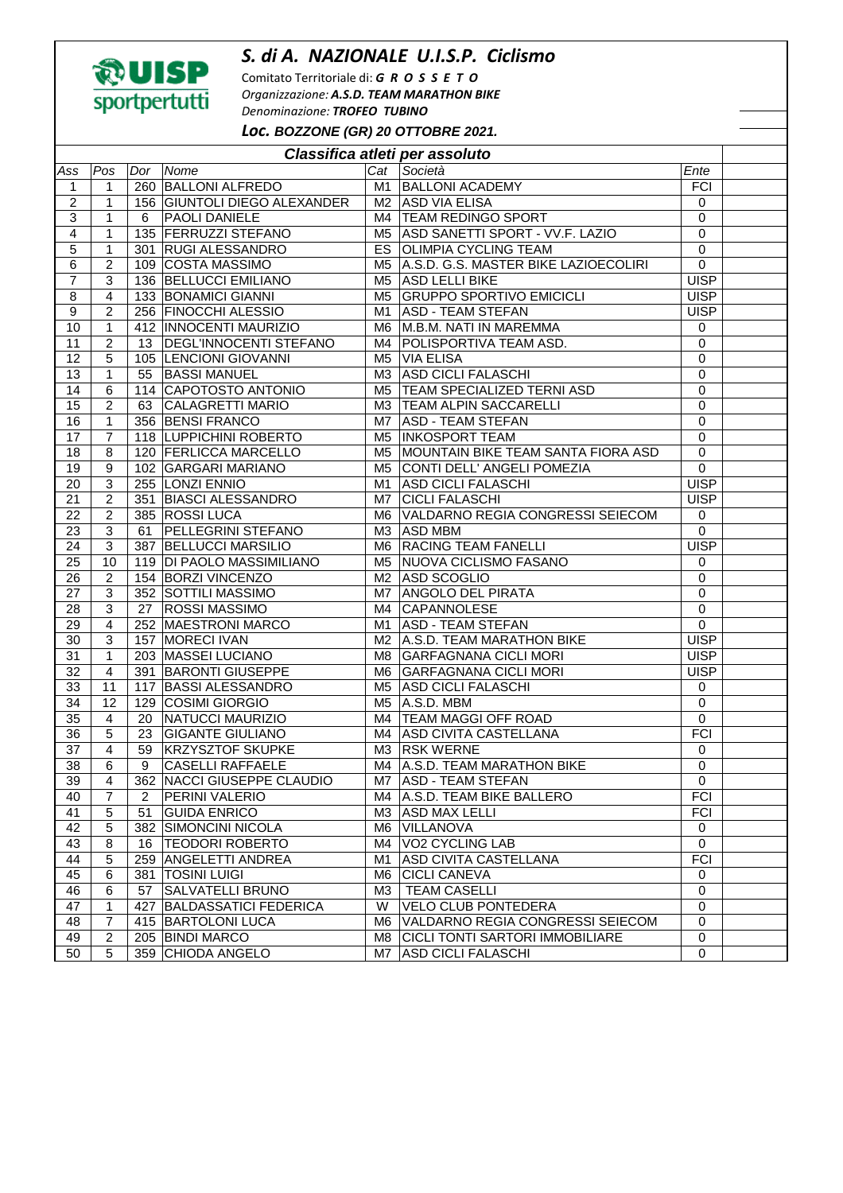# S. di A. NAZIONALE U.I.S.P. Ciclismo

UISP sportpertutti

Comitato Territoriale di: **G R O S S E T O**
*Organizzazione:* ***A.S.D. TEAM MARATHON BIKE***
*Denominazione:* ***TROFEO TUBINO***

***Loc. BOZZONE (GR) 20 OTTOBRE 2021.***

## Classifica atleti per assoluto

| Ass | Pos | Dor | Nome | Cat | Società | Ente |
|---|---|---|---|---|---|---|
| 1 | 1 | 260 | BALLONI ALFREDO | M1 | BALLONI ACADEMY | FCI |
| 2 | 1 | 156 | GIUNTOLI DIEGO ALEXANDER | M2 | ASD VIA ELISA | 0 |
| 3 | 1 | 6 | PAOLI DANIELE | M4 | TEAM REDINGO SPORT | 0 |
| 4 | 1 | 135 | FERRUZZI STEFANO | M5 | ASD SANETTI SPORT - VV.F. LAZIO | 0 |
| 5 | 1 | 301 | RUGI ALESSANDRO | ES | OLIMPIA CYCLING TEAM | 0 |
| 6 | 2 | 109 | COSTA MASSIMO | M5 | A.S.D. G.S. MASTER BIKE LAZIOECOLIRI | 0 |
| 7 | 3 | 136 | BELLUCCI EMILIANO | M5 | ASD LELLI BIKE | UISP |
| 8 | 4 | 133 | BONAMICI GIANNI | M5 | GRUPPO SPORTIVO EMICICLI | UISP |
| 9 | 2 | 256 | FINOCCHI ALESSIO | M1 | ASD - TEAM STEFAN | UISP |
| 10 | 1 | 412 | INNOCENTI MAURIZIO | M6 | M.B.M. NATI IN MAREMMA | 0 |
| 11 | 2 | 13 | DEGL'INNOCENTI STEFANO | M4 | POLISPORTIVA TEAM ASD. | 0 |
| 12 | 5 | 105 | LENCIONI GIOVANNI | M5 | VIA ELISA | 0 |
| 13 | 1 | 55 | BASSI MANUEL | M3 | ASD CICLI FALASCHI | 0 |
| 14 | 6 | 114 | CAPOTOSTO ANTONIO | M5 | TEAM SPECIALIZED TERNI ASD | 0 |
| 15 | 2 | 63 | CALAGRETTI MARIO | M3 | TEAM ALPIN SACCARELLI | 0 |
| 16 | 1 | 356 | BENSI FRANCO | M7 | ASD - TEAM STEFAN | 0 |
| 17 | 7 | 118 | LUPPICHINI ROBERTO | M5 | INKOSPORT TEAM | 0 |
| 18 | 8 | 120 | FERLICCA MARCELLO | M5 | MOUNTAIN BIKE TEAM SANTA FIORA ASD | 0 |
| 19 | 9 | 102 | GARGARI MARIANO | M5 | CONTI DELL' ANGELI POMEZIA | 0 |
| 20 | 3 | 255 | LONZI ENNIO | M1 | ASD CICLI FALASCHI | UISP |
| 21 | 2 | 351 | BIASCI ALESSANDRO | M7 | CICLI FALASCHI | UISP |
| 22 | 2 | 385 | ROSSI LUCA | M6 | VALDARNO REGIA CONGRESSI SEIECOM | 0 |
| 23 | 3 | 61 | PELLEGRINI STEFANO | M3 | ASD MBM | 0 |
| 24 | 3 | 387 | BELLUCCI MARSILIO | M6 | RACING TEAM FANELLI | UISP |
| 25 | 10 | 119 | DI PAOLO MASSIMILIANO | M5 | NUOVA CICLISMO FASANO | 0 |
| 26 | 2 | 154 | BORZI VINCENZO | M2 | ASD SCOGLIO | 0 |
| 27 | 3 | 352 | SOTTILI MASSIMO | M7 | ANGOLO DEL PIRATA | 0 |
| 28 | 3 | 27 | ROSSI MASSIMO | M4 | CAPANNOLESE | 0 |
| 29 | 4 | 252 | MAESTRONI MARCO | M1 | ASD - TEAM STEFAN | 0 |
| 30 | 3 | 157 | MORECI IVAN | M2 | A.S.D. TEAM MARATHON BIKE | UISP |
| 31 | 1 | 203 | MASSEI LUCIANO | M8 | GARFAGNANA CICLI MORI | UISP |
| 32 | 4 | 391 | BARONTI GIUSEPPE | M6 | GARFAGNANA CICLI MORI | UISP |
| 33 | 11 | 117 | BASSI ALESSANDRO | M5 | ASD CICLI FALASCHI | 0 |
| 34 | 12 | 129 | COSIMI GIORGIO | M5 | A.S.D. MBM | 0 |
| 35 | 4 | 20 | NATUCCI MAURIZIO | M4 | TEAM MAGGI OFF ROAD | 0 |
| 36 | 5 | 23 | GIGANTE GIULIANO | M4 | ASD CIVITA CASTELLANA | FCI |
| 37 | 4 | 59 | KRZYSZTOF SKUPKE | M3 | RSK WERNE | 0 |
| 38 | 6 | 9 | CASELLI RAFFAELE | M4 | A.S.D. TEAM MARATHON BIKE | 0 |
| 39 | 4 | 362 | NACCI GIUSEPPE CLAUDIO | M7 | ASD - TEAM STEFAN | 0 |
| 40 | 7 | 2 | PERINI VALERIO | M4 | A.S.D. TEAM BIKE BALLERO | FCI |
| 41 | 5 | 51 | GUIDA ENRICO | M3 | ASD MAX LELLI | FCI |
| 42 | 5 | 382 | SIMONCINI NICOLA | M6 | VILLANOVA | 0 |
| 43 | 8 | 16 | TEODORI ROBERTO | M4 | VO2 CYCLING LAB | 0 |
| 44 | 5 | 259 | ANGELETTI ANDREA | M1 | ASD CIVITA CASTELLANA | FCI |
| 45 | 6 | 381 | TOSINI LUIGI | M6 | CICLI CANEVA | 0 |
| 46 | 6 | 57 | SALVATELLI BRUNO | M3 | TEAM CASELLI | 0 |
| 47 | 1 | 427 | BALDASSATICI FEDERICA | W | VELO CLUB PONTEDERA | 0 |
| 48 | 7 | 415 | BARTOLONI LUCA | M6 | VALDARNO REGIA CONGRESSI SEIECOM | 0 |
| 49 | 2 | 205 | BINDI MARCO | M8 | CICLI TONTI SARTORI IMMOBILIARE | 0 |
| 50 | 5 | 359 | CHIODA ANGELO | M7 | ASD CICLI FALASCHI | 0 |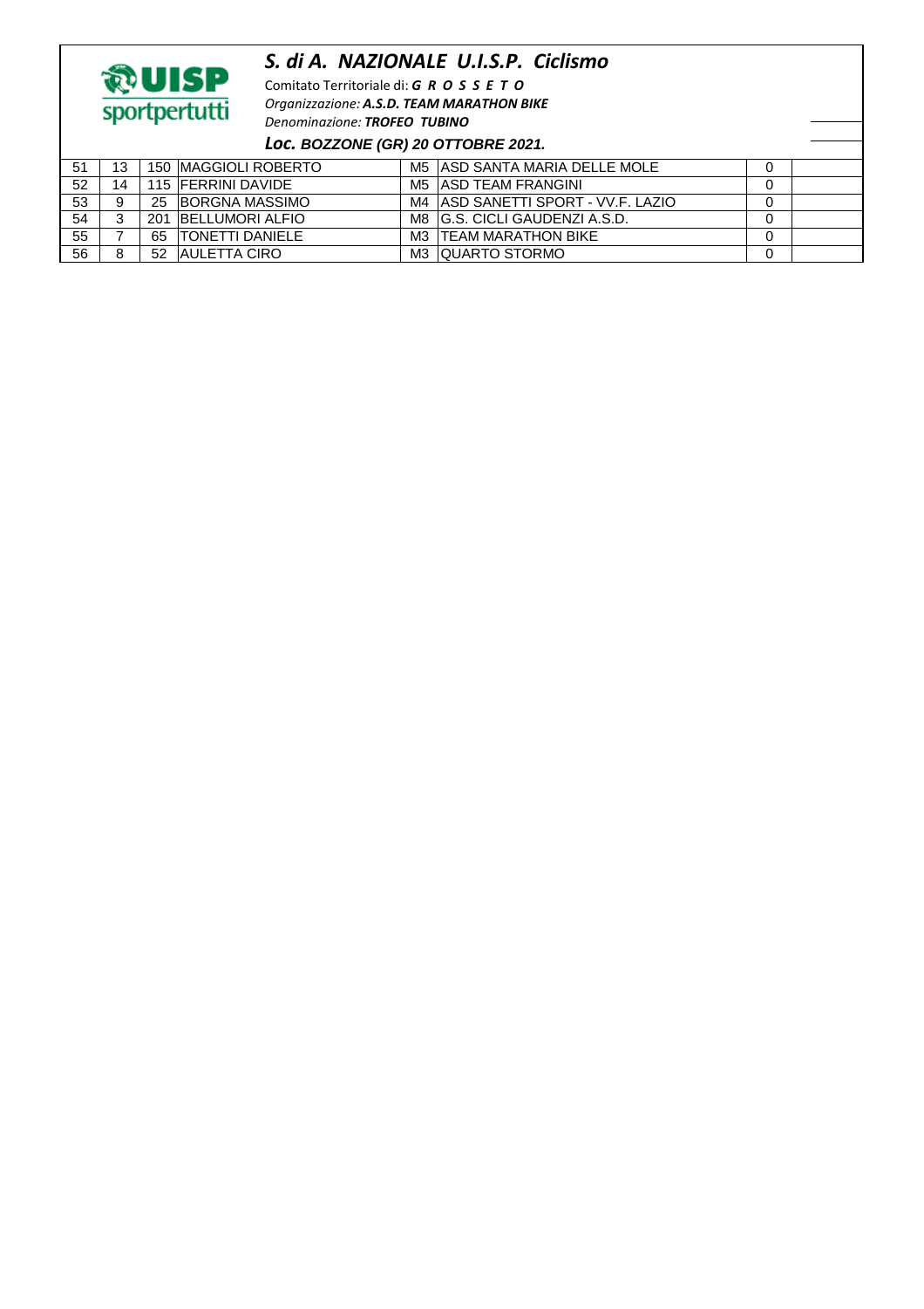## S. di A. NAZIONALE U.I.S.P. Ciclismo

Comitato Territoriale di: ***G R O S S E T O***

*Organizzazione:* ***A.S.D. TEAM MARATHON BIKE***

*Denominazione:* ***TROFEO TUBINO***

***Loc. BOZZONE (GR) 20 OTTOBRE 2021.***

| | | | | | | | |
|---|---|---|---|---|---|---|---|
| 51 | 13 | 150 | MAGGIOLI ROBERTO | M5 | ASD SANTA MARIA DELLE MOLE | 0 | |
| 52 | 14 | 115 | FERRINI DAVIDE | M5 | ASD TEAM FRANGINI | 0 | |
| 53 | 9 | 25 | BORGNA MASSIMO | M4 | ASD SANETTI SPORT - VV.F. LAZIO | 0 | |
| 54 | 3 | 201 | BELLUMORI ALFIO | M8 | G.S. CICLI GAUDENZI A.S.D. | 0 | |
| 55 | 7 | 65 | TONETTI DANIELE | M3 | TEAM MARATHON BIKE | 0 | |
| 56 | 8 | 52 | AULETTA CIRO | M3 | QUARTO STORMO | 0 | |